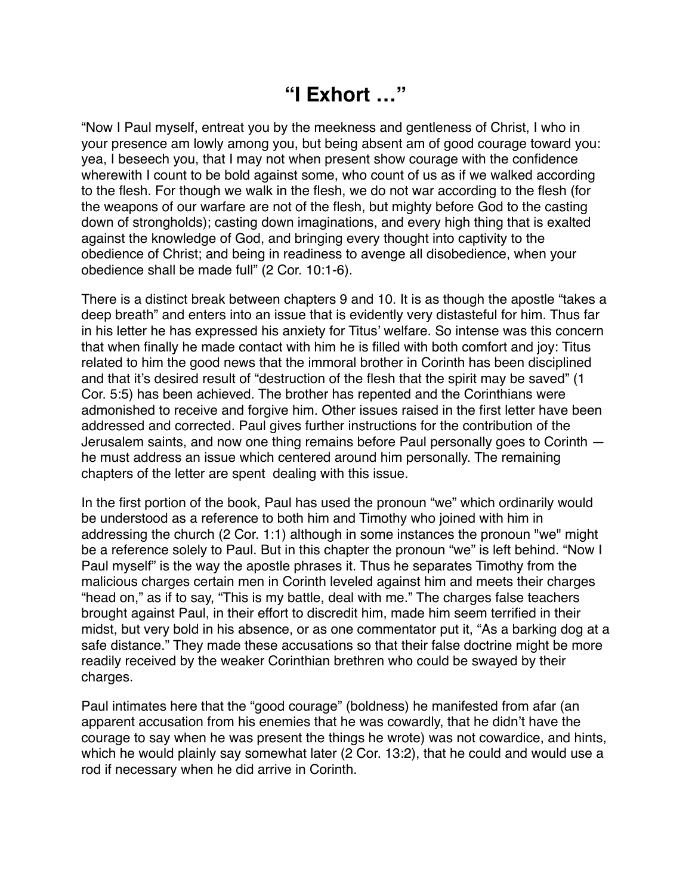# "I Exhort …"

"Now I Paul myself, entreat you by the meekness and gentleness of Christ, I who in your presence am lowly among you, but being absent am of good courage toward you: yea, I beseech you, that I may not when present show courage with the confidence wherewith I count to be bold against some, who count of us as if we walked according to the flesh. For though we walk in the flesh, we do not war according to the flesh (for the weapons of our warfare are not of the flesh, but mighty before God to the casting down of strongholds); casting down imaginations, and every high thing that is exalted against the knowledge of God, and bringing every thought into captivity to the obedience of Christ; and being in readiness to avenge all disobedience, when your obedience shall be made full" (2 Cor. 10:1-6).

There is a distinct break between chapters 9 and 10. It is as though the apostle "takes a deep breath" and enters into an issue that is evidently very distasteful for him. Thus far in his letter he has expressed his anxiety for Titus' welfare. So intense was this concern that when finally he made contact with him he is filled with both comfort and joy: Titus related to him the good news that the immoral brother in Corinth has been disciplined and that it's desired result of "destruction of the flesh that the spirit may be saved" (1 Cor. 5:5) has been achieved. The brother has repented and the Corinthians were admonished to receive and forgive him. Other issues raised in the first letter have been addressed and corrected. Paul gives further instructions for the contribution of the Jerusalem saints, and now one thing remains before Paul personally goes to Corinth — he must address an issue which centered around him personally. The remaining chapters of the letter are spent dealing with this issue.

In the first portion of the book, Paul has used the pronoun "we" which ordinarily would be understood as a reference to both him and Timothy who joined with him in addressing the church (2 Cor. 1:1) although in some instances the pronoun "we" might be a reference solely to Paul. But in this chapter the pronoun "we" is left behind. "Now I Paul myself" is the way the apostle phrases it. Thus he separates Timothy from the malicious charges certain men in Corinth leveled against him and meets their charges "head on," as if to say, "This is my battle, deal with me." The charges false teachers brought against Paul, in their effort to discredit him, made him seem terrified in their midst, but very bold in his absence, or as one commentator put it, "As a barking dog at a safe distance." They made these accusations so that their false doctrine might be more readily received by the weaker Corinthian brethren who could be swayed by their charges.

Paul intimates here that the "good courage" (boldness) he manifested from afar (an apparent accusation from his enemies that he was cowardly, that he didn't have the courage to say when he was present the things he wrote) was not cowardice, and hints, which he would plainly say somewhat later (2 Cor. 13:2), that he could and would use a rod if necessary when he did arrive in Corinth.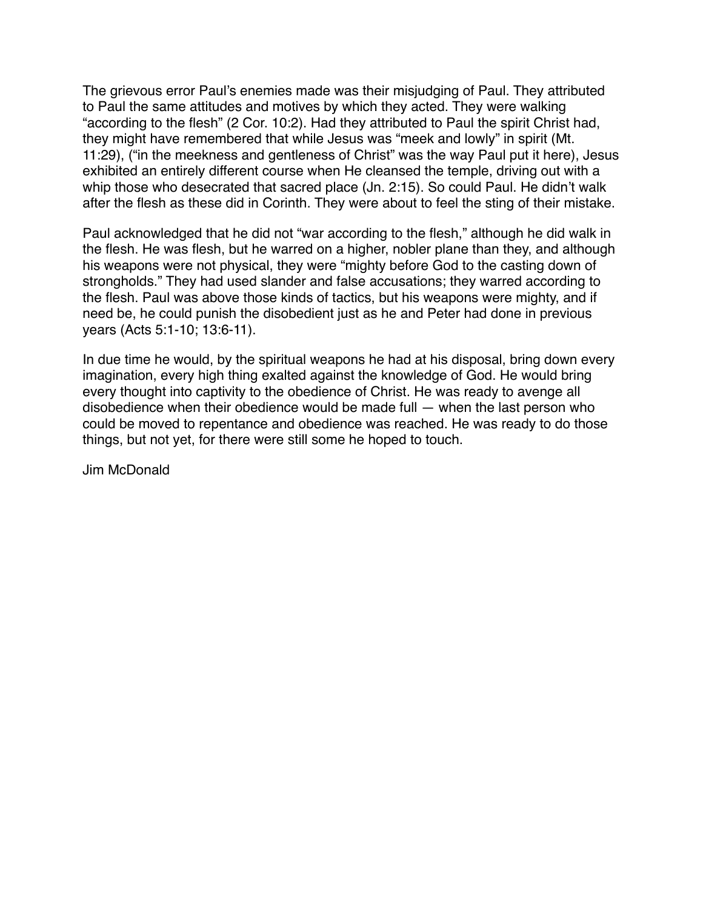The grievous error Paul's enemies made was their misjudging of Paul. They attributed to Paul the same attitudes and motives by which they acted. They were walking "according to the flesh" (2 Cor. 10:2). Had they attributed to Paul the spirit Christ had, they might have remembered that while Jesus was "meek and lowly" in spirit (Mt. 11:29), ("in the meekness and gentleness of Christ" was the way Paul put it here), Jesus exhibited an entirely different course when He cleansed the temple, driving out with a whip those who desecrated that sacred place (Jn. 2:15). So could Paul. He didn't walk after the flesh as these did in Corinth. They were about to feel the sting of their mistake.

Paul acknowledged that he did not "war according to the flesh," although he did walk in the flesh. He was flesh, but he warred on a higher, nobler plane than they, and although his weapons were not physical, they were "mighty before God to the casting down of strongholds." They had used slander and false accusations; they warred according to the flesh. Paul was above those kinds of tactics, but his weapons were mighty, and if need be, he could punish the disobedient just as he and Peter had done in previous years (Acts 5:1-10; 13:6-11).

In due time he would, by the spiritual weapons he had at his disposal, bring down every imagination, every high thing exalted against the knowledge of God. He would bring every thought into captivity to the obedience of Christ. He was ready to avenge all disobedience when their obedience would be made full — when the last person who could be moved to repentance and obedience was reached. He was ready to do those things, but not yet, for there were still some he hoped to touch.

Jim McDonald